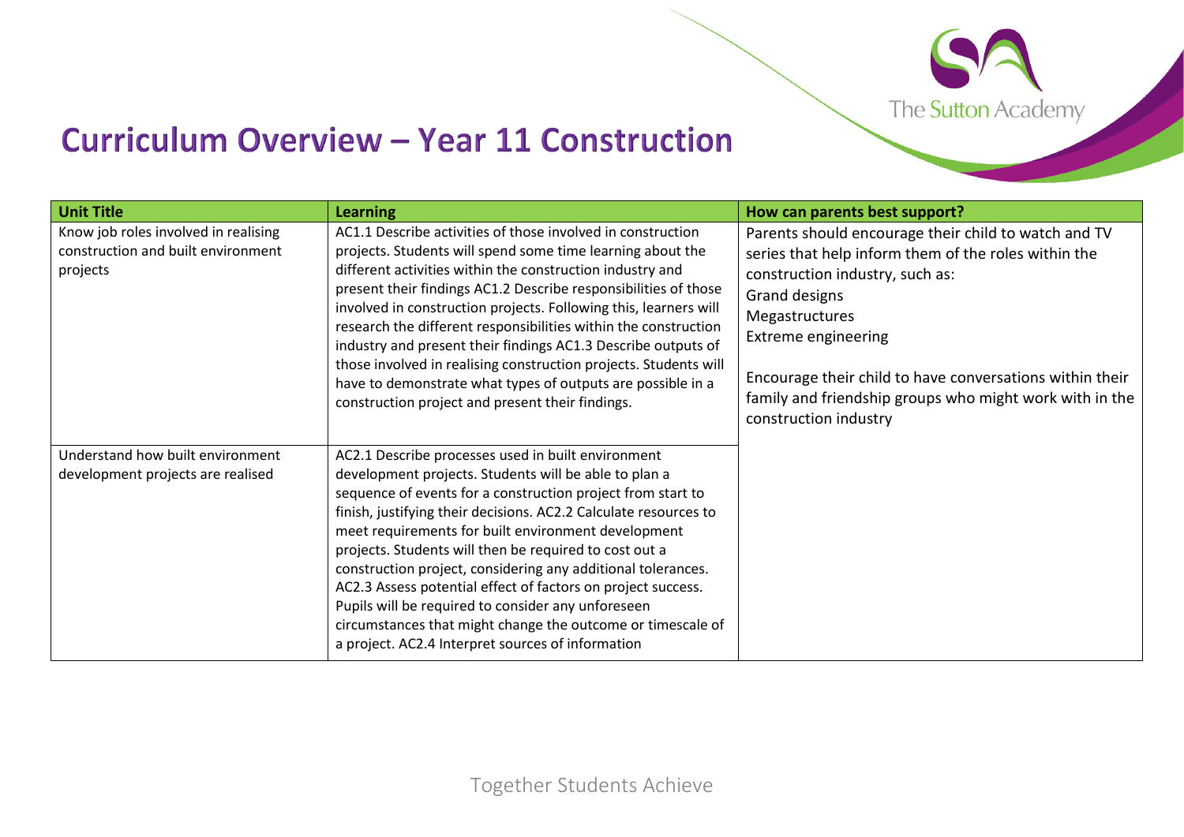# Curriculum Overview – Year 11 Construction

| Unit Title | Learning | How can parents best support? |
| --- | --- | --- |
| Know job roles involved in realising construction and built environment projects | AC1.1 Describe activities of those involved in construction projects. Students will spend some time learning about the different activities within the construction industry and present their findings AC1.2 Describe responsibilities of those involved in construction projects. Following this, learners will research the different responsibilities within the construction industry and present their findings AC1.3 Describe outputs of those involved in realising construction projects. Students will have to demonstrate what types of outputs are possible in a construction project and present their findings. | Parents should encourage their child to watch and TV series that help inform them of the roles within the construction industry, such as:<br>Grand designs<br>Megastructures<br>Extreme engineering<br><br>Encourage their child to have conversations within their family and friendship groups who might work with in the construction industry |
| Understand how built environment development projects are realised | AC2.1 Describe processes used in built environment development projects. Students will be able to plan a sequence of events for a construction project from start to finish, justifying their decisions. AC2.2 Calculate resources to meet requirements for built environment development projects. Students will then be required to cost out a construction project, considering any additional tolerances. AC2.3 Assess potential effect of factors on project success. Pupils will be required to consider any unforeseen circumstances that might change the outcome or timescale of a project. AC2.4 Interpret sources of information | |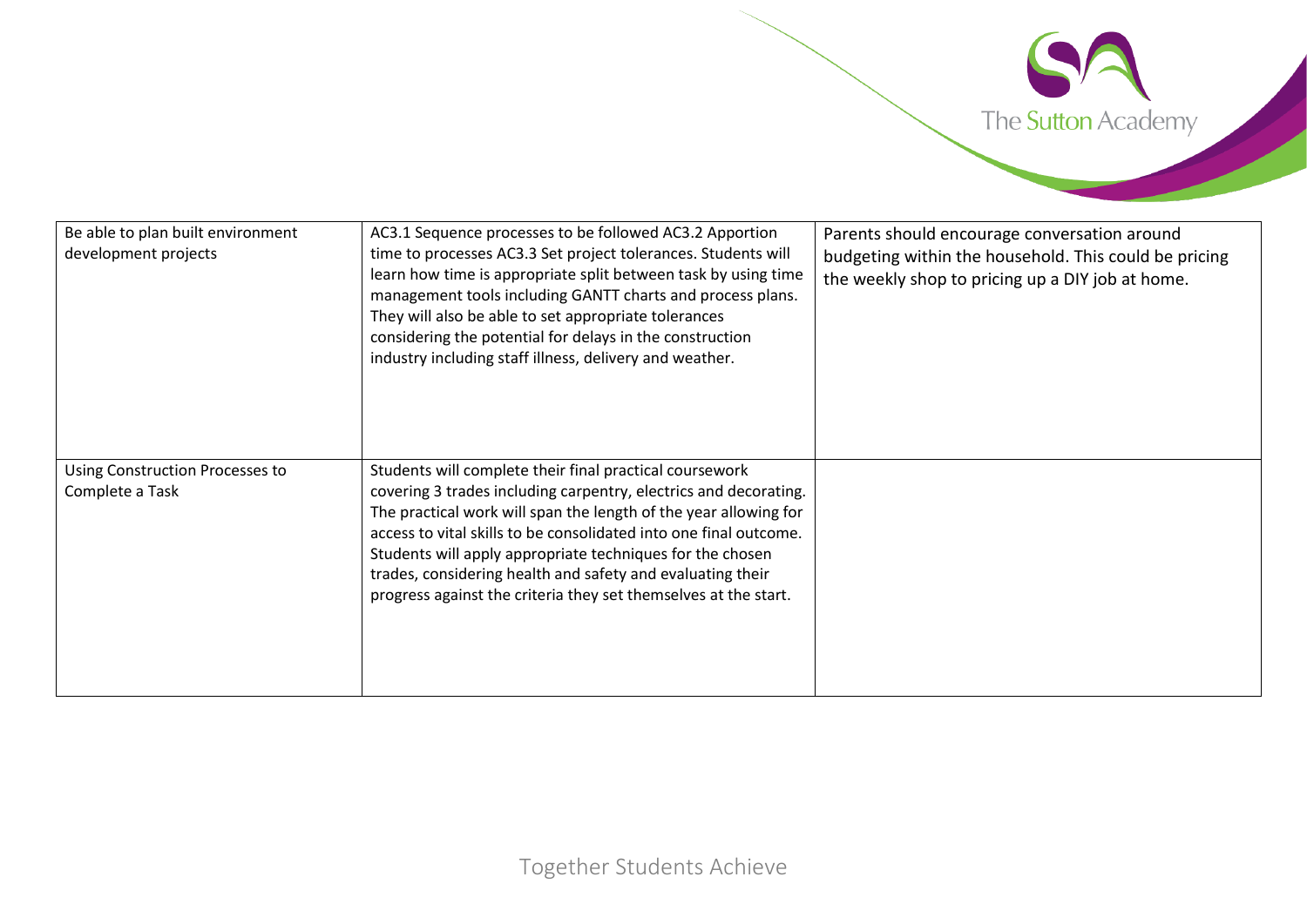| | | |
|---|---|---|
| Be able to plan built environment development projects | AC3.1 Sequence processes to be followed AC3.2 Apportion time to processes AC3.3 Set project tolerances. Students will learn how time is appropriate split between task by using time management tools including GANTT charts and process plans. They will also be able to set appropriate tolerances considering the potential for delays in the construction industry including staff illness, delivery and weather. | Parents should encourage conversation around budgeting within the household. This could be pricing the weekly shop to pricing up a DIY job at home. |
| Using Construction Processes to Complete a Task | Students will complete their final practical coursework covering 3 trades including carpentry, electrics and decorating. The practical work will span the length of the year allowing for access to vital skills to be consolidated into one final outcome. Students will apply appropriate techniques for the chosen trades, considering health and safety and evaluating their progress against the criteria they set themselves at the start. | |